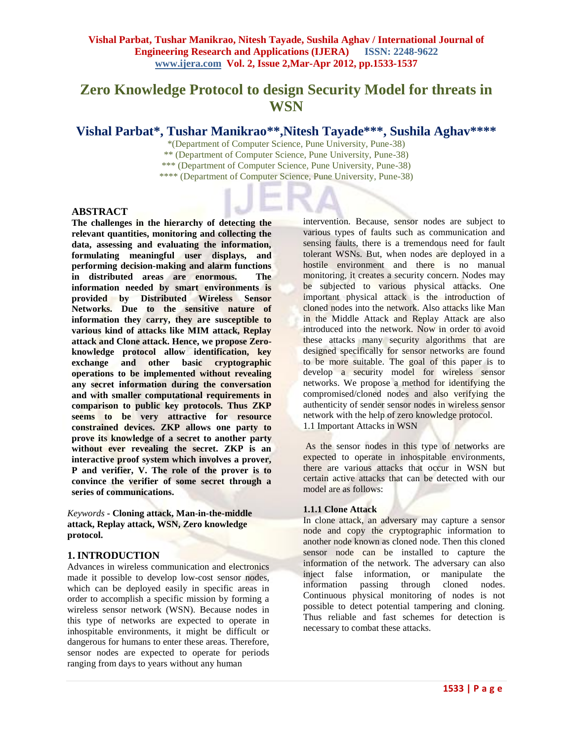# Zero Knowledge Protocol to design Security Model for threats in WSN

## Vishal Parbat*, Tushar Manikrao**, Nitesh Tayade***, Sushila Aghav****

*(Department of Computer Science, Pune University, Pune-38)
** (Department of Computer Science, Pune University, Pune-38)
*** (Department of Computer Science, Pune University, Pune-38)
**** (Department of Computer Science, Pune University, Pune-38)

## ABSTRACT

**The challenges in the hierarchy of detecting the relevant quantities, monitoring and collecting the data, assessing and evaluating the information, formulating meaningful user displays, and performing decision-making and alarm functions in distributed areas are enormous. The information needed by smart environments is provided by Distributed Wireless Sensor Networks. Due to the sensitive nature of information they carry, they are susceptible to various kind of attacks like MIM attack, Replay attack and Clone attack. Hence, we propose Zero-knowledge protocol allow identification, key exchange and other basic cryptographic operations to be implemented without revealing any secret information during the conversation and with smaller computational requirements in comparison to public key protocols. Thus ZKP seems to be very attractive for resource constrained devices. ZKP allows one party to prove its knowledge of a secret to another party without ever revealing the secret. ZKP is an interactive proof system which involves a prover, P and verifier, V. The role of the prover is to convince the verifier of some secret through a series of communications.**

*Keywords* - **Cloning attack, Man-in-the-middle attack, Replay attack, WSN, Zero knowledge protocol.**

## 1. INTRODUCTION

Advances in wireless communication and electronics made it possible to develop low-cost sensor nodes, which can be deployed easily in specific areas in order to accomplish a specific mission by forming a wireless sensor network (WSN). Because nodes in this type of networks are expected to operate in inhospitable environments, it might be difficult or dangerous for humans to enter these areas. Therefore, sensor nodes are expected to operate for periods ranging from days to years without any human intervention. Because, sensor nodes are subject to various types of faults such as communication and sensing faults, there is a tremendous need for fault tolerant WSNs. But, when nodes are deployed in a hostile environment and there is no manual monitoring, it creates a security concern. Nodes may be subjected to various physical attacks. One important physical attack is the introduction of cloned nodes into the network. Also attacks like Man in the Middle Attack and Replay Attack are also introduced into the network. Now in order to avoid these attacks many security algorithms that are designed specifically for sensor networks are found to be more suitable. The goal of this paper is to develop a security model for wireless sensor networks. We propose a method for identifying the compromised/cloned nodes and also verifying the authenticity of sender sensor nodes in wireless sensor network with the help of zero knowledge protocol.

1.1 Important Attacks in WSN

As the sensor nodes in this type of networks are expected to operate in inhospitable environments, there are various attacks that occur in WSN but certain active attacks that can be detected with our model are as follows:

### 1.1.1 Clone Attack

In clone attack, an adversary may capture a sensor node and copy the cryptographic information to another node known as cloned node. Then this cloned sensor node can be installed to capture the information of the network. The adversary can also inject false information, or manipulate the information passing through cloned nodes. Continuous physical monitoring of nodes is not possible to detect potential tampering and cloning. Thus reliable and fast schemes for detection is necessary to combat these attacks.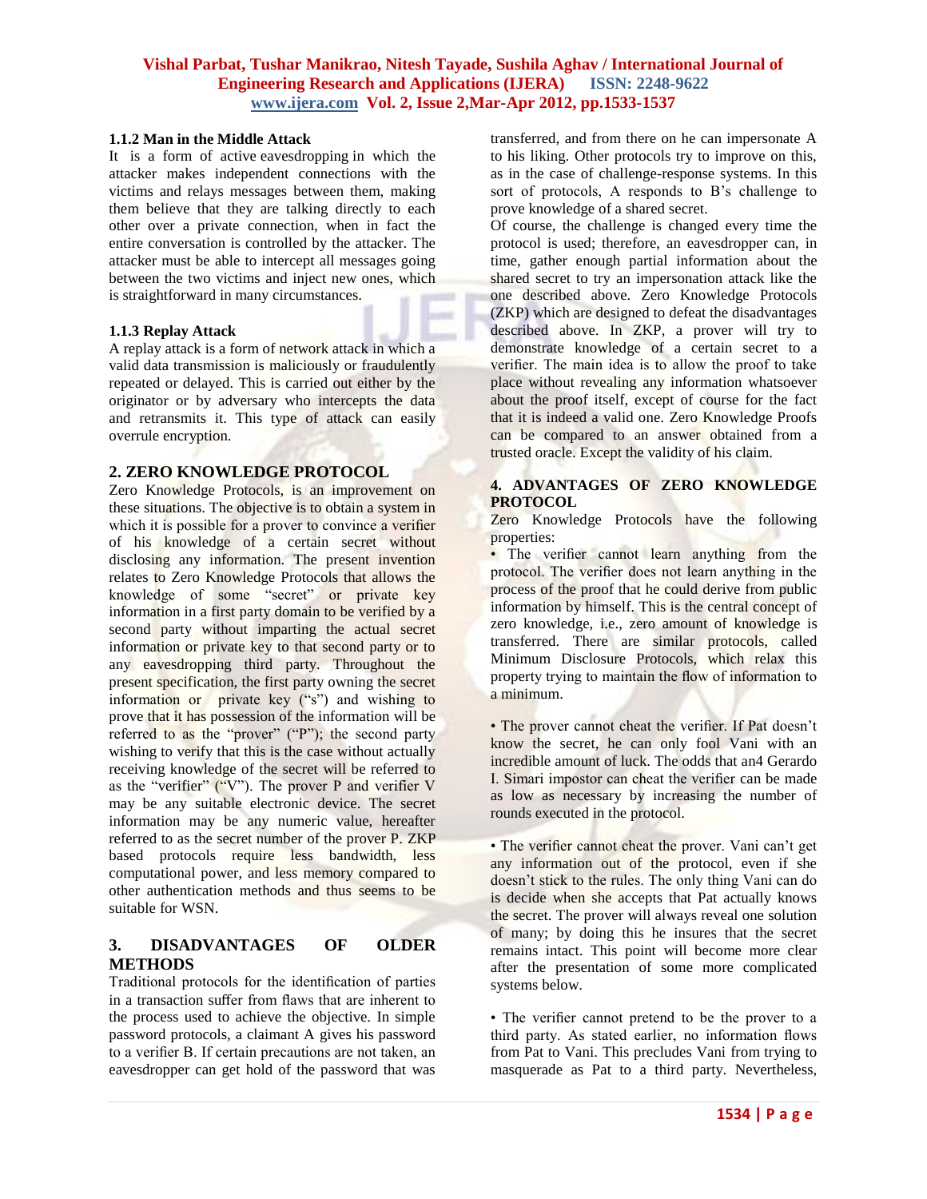### 1.1.2 Man in the Middle Attack

It is a form of active eavesdropping in which the attacker makes independent connections with the victims and relays messages between them, making them believe that they are talking directly to each other over a private connection, when in fact the entire conversation is controlled by the attacker. The attacker must be able to intercept all messages going between the two victims and inject new ones, which is straightforward in many circumstances.

### 1.1.3 Replay Attack

A replay attack is a form of network attack in which a valid data transmission is maliciously or fraudulently repeated or delayed. This is carried out either by the originator or by adversary who intercepts the data and retransmits it. This type of attack can easily overrule encryption.

## 2. ZERO KNOWLEDGE PROTOCOL

Zero Knowledge Protocols, is an improvement on these situations. The objective is to obtain a system in which it is possible for a prover to convince a verifier of his knowledge of a certain secret without disclosing any information. The present invention relates to Zero Knowledge Protocols that allows the knowledge of some "secret" or private key information in a first party domain to be verified by a second party without imparting the actual secret information or private key to that second party or to any eavesdropping third party. Throughout the present specification, the first party owning the secret information or private key ("s") and wishing to prove that it has possession of the information will be referred to as the "prover" ("P"); the second party wishing to verify that this is the case without actually receiving knowledge of the secret will be referred to as the "verifier" ("V"). The prover P and verifier V may be any suitable electronic device. The secret information may be any numeric value, hereafter referred to as the secret number of the prover P. ZKP based protocols require less bandwidth, less computational power, and less memory compared to other authentication methods and thus seems to be suitable for WSN.

## 3. DISADVANTAGES OF OLDER METHODS

Traditional protocols for the identification of parties in a transaction suffer from flaws that are inherent to the process used to achieve the objective. In simple password protocols, a claimant A gives his password to a verifier B. If certain precautions are not taken, an eavesdropper can get hold of the password that was transferred, and from there on he can impersonate A to his liking. Other protocols try to improve on this, as in the case of challenge-response systems. In this sort of protocols, A responds to B's challenge to prove knowledge of a shared secret.

Of course, the challenge is changed every time the protocol is used; therefore, an eavesdropper can, in time, gather enough partial information about the shared secret to try an impersonation attack like the one described above. Zero Knowledge Protocols (ZKP) which are designed to defeat the disadvantages described above. In ZKP, a prover will try to demonstrate knowledge of a certain secret to a verifier. The main idea is to allow the proof to take place without revealing any information whatsoever about the proof itself, except of course for the fact that it is indeed a valid one. Zero Knowledge Proofs can be compared to an answer obtained from a trusted oracle. Except the validity of his claim.

## 4. ADVANTAGES OF ZERO KNOWLEDGE PROTOCOL

Zero Knowledge Protocols have the following properties:

• The verifier cannot learn anything from the protocol. The verifier does not learn anything in the process of the proof that he could derive from public information by himself. This is the central concept of zero knowledge, i.e., zero amount of knowledge is transferred. There are similar protocols, called Minimum Disclosure Protocols, which relax this property trying to maintain the flow of information to a minimum.

• The prover cannot cheat the verifier. If Pat doesn't know the secret, he can only fool Vani with an incredible amount of luck. The odds that an4 Gerardo I. Simari impostor can cheat the verifier can be made as low as necessary by increasing the number of rounds executed in the protocol.

• The verifier cannot cheat the prover. Vani can't get any information out of the protocol, even if she doesn't stick to the rules. The only thing Vani can do is decide when she accepts that Pat actually knows the secret. The prover will always reveal one solution of many; by doing this he insures that the secret remains intact. This point will become more clear after the presentation of some more complicated systems below.

• The verifier cannot pretend to be the prover to a third party. As stated earlier, no information flows from Pat to Vani. This precludes Vani from trying to masquerade as Pat to a third party. Nevertheless,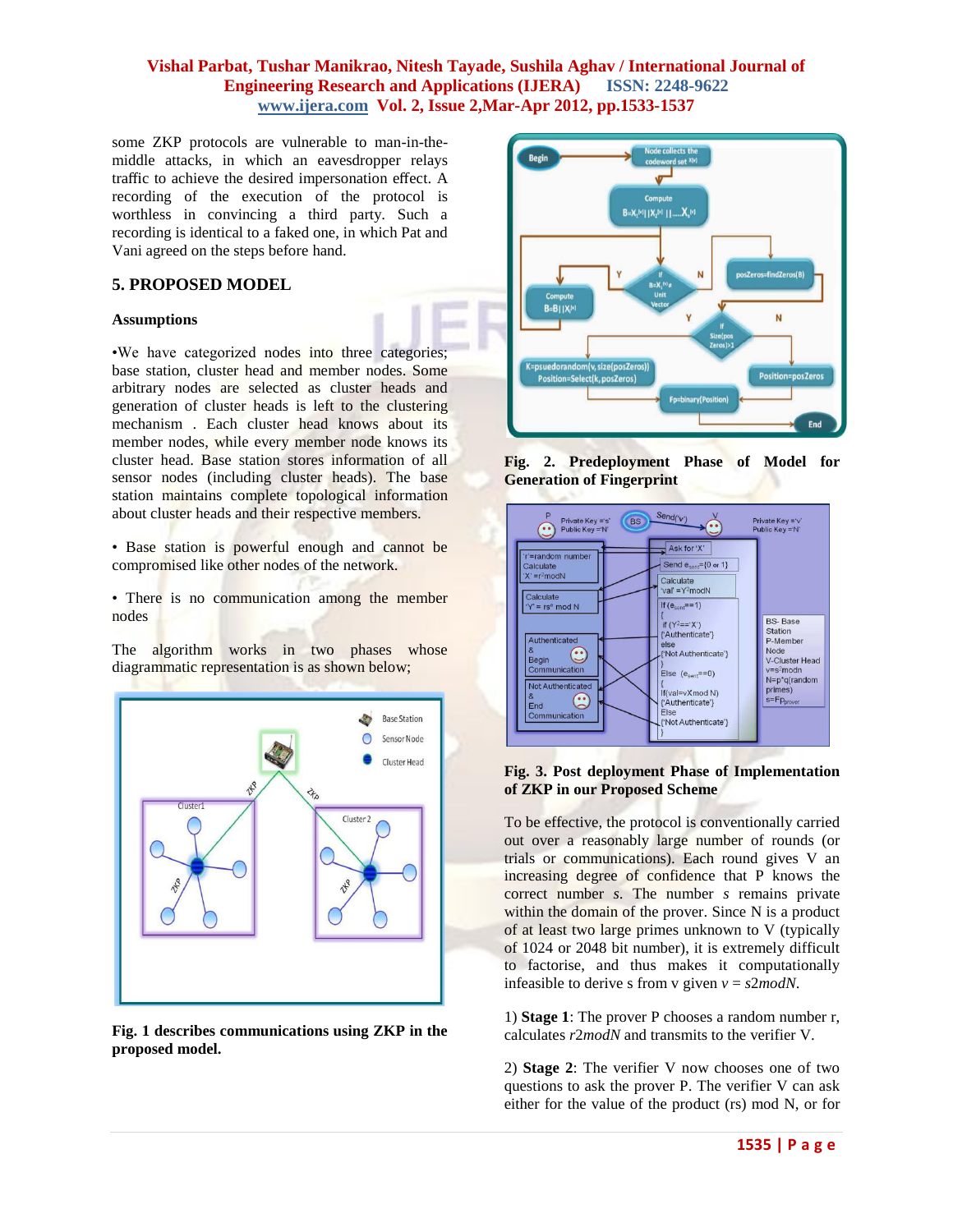some ZKP protocols are vulnerable to man-in-the-middle attacks, in which an eavesdropper relays traffic to achieve the desired impersonation effect. A recording of the execution of the protocol is worthless in convincing a third party. Such a recording is identical to a faked one, in which Pat and Vani agreed on the steps before hand.

## 5. PROPOSED MODEL

### Assumptions

•We have categorized nodes into three categories; base station, cluster head and member nodes. Some arbitrary nodes are selected as cluster heads and generation of cluster heads is left to the clustering mechanism . Each cluster head knows about its member nodes, while every member node knows its cluster head. Base station stores information of all sensor nodes (including cluster heads). The base station maintains complete topological information about cluster heads and their respective members.

• Base station is powerful enough and cannot be compromised like other nodes of the network.

• There is no communication among the member nodes

The algorithm works in two phases whose diagrammatic representation is as shown below;

**Fig. 1 describes communications using ZKP in the proposed model.**

**Fig. 2. Predeployment Phase of Model for Generation of Fingerprint**

**Fig. 3. Post deployment Phase of Implementation of ZKP in our Proposed Scheme**

To be effective, the protocol is conventionally carried out over a reasonably large number of rounds (or trials or communications). Each round gives V an increasing degree of confidence that P knows the correct number *s*. The number *s* remains private within the domain of the prover. Since N is a product of at least two large primes unknown to V (typically of 1024 or 2048 bit number), it is extremely difficult to factorise, and thus makes it computationally infeasible to derive s from v given $v = s2modN$.

1) **Stage 1**: The prover P chooses a random number r, calculates $r2modN$ and transmits to the verifier V.

2) **Stage 2**: The verifier V now chooses one of two questions to ask the prover P. The verifier V can ask either for the value of the product (rs) mod N, or for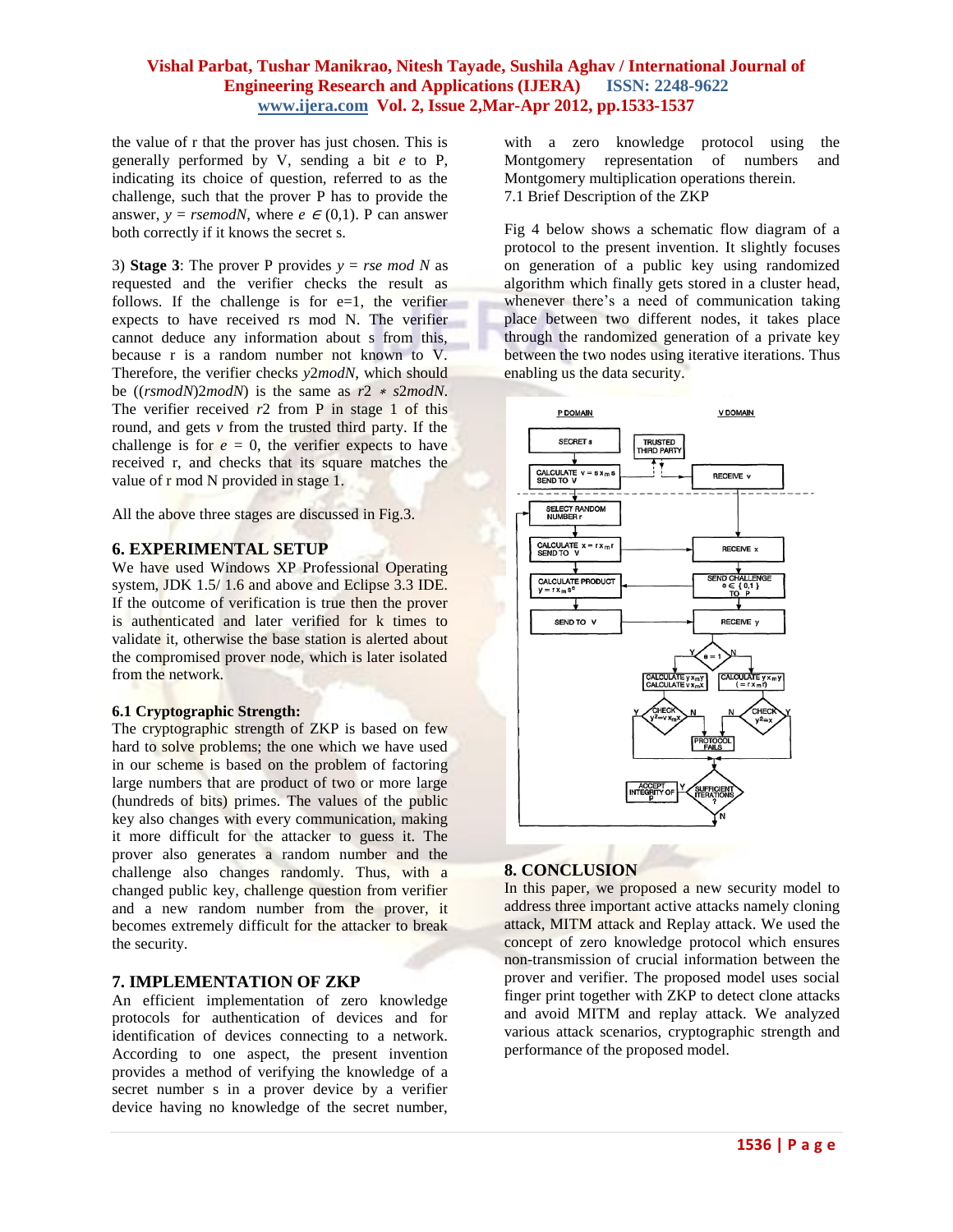the value of r that the prover has just chosen. This is generally performed by V, sending a bit $e$ to P, indicating its choice of question, referred to as the challenge, such that the prover P has to provide the answer, $y = rsemodN$, where $e \in (0,1)$. P can answer both correctly if it knows the secret s.

3) **Stage 3**: The prover P provides $y = rse \bmod N$ as requested and the verifier checks the result as follows. If the challenge is for e=1, the verifier expects to have received rs mod N. The verifier cannot deduce any information about s from this, because r is a random number not known to V. Therefore, the verifier checks $y2modN$, which should be $((rsmodN)2modN)$ is the same as $r2 * s2modN$. The verifier received $r2$ from P in stage 1 of this round, and gets $v$ from the trusted third party. If the challenge is for $e = 0$, the verifier expects to have received r, and checks that its square matches the value of r mod N provided in stage 1.

All the above three stages are discussed in Fig.3.

## 6. EXPERIMENTAL SETUP

We have used Windows XP Professional Operating system, JDK 1.5/ 1.6 and above and Eclipse 3.3 IDE. If the outcome of verification is true then the prover is authenticated and later verified for k times to validate it, otherwise the base station is alerted about the compromised prover node, which is later isolated from the network.

### 6.1 Cryptographic Strength:

The cryptographic strength of ZKP is based on few hard to solve problems; the one which we have used in our scheme is based on the problem of factoring large numbers that are product of two or more large (hundreds of bits) primes. The values of the public key also changes with every communication, making it more difficult for the attacker to guess it. The prover also generates a random number and the challenge also changes randomly. Thus, with a changed public key, challenge question from verifier and a new random number from the prover, it becomes extremely difficult for the attacker to break the security.

## 7. IMPLEMENTATION OF ZKP

An efficient implementation of zero knowledge protocols for authentication and for identification of devices connecting to a network. According to one aspect, the present invention provides a method of verifying the knowledge of a secret number s in a prover device by a verifier device having no knowledge of the secret number, with a zero knowledge protocol using the Montgomery representation of numbers and Montgomery multiplication operations therein.

7.1 Brief Description of the ZKP

Fig 4 below shows a schematic flow diagram of a protocol to the present invention. It slightly focuses on generation of a public key using randomized algorithm which finally gets stored in a cluster head, whenever there's a need of communication taking place between two different nodes, it takes place through the randomized generation of a private key between the two nodes using iterative iterations. Thus enabling us the data security.

## 8. CONCLUSION

In this paper, we proposed a new security model to address three important active attacks namely cloning attack, MITM attack and Replay attack. We used the concept of zero knowledge protocol which ensures non-transmission of crucial information between the prover and verifier. The proposed model uses social finger print together with ZKP to detect clone attacks and avoid MITM and replay attack. We analyzed various attack scenarios, cryptographic strength and performance of the proposed model.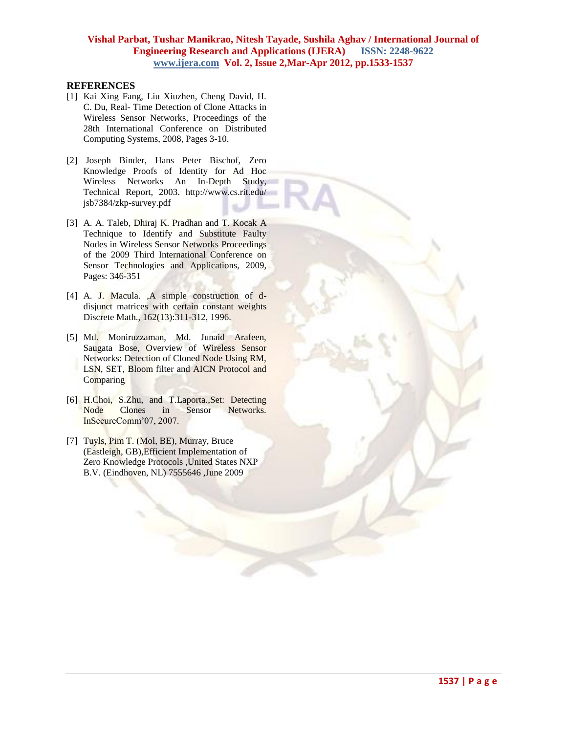## REFERENCES

[1] Kai Xing Fang, Liu Xiuzhen, Cheng David, H. C. Du, Real- Time Detection of Clone Attacks in Wireless Sensor Networks, Proceedings of the 28th International Conference on Distributed Computing Systems, 2008, Pages 3-10.

[2] Joseph Binder, Hans Peter Bischof, Zero Knowledge Proofs of Identity for Ad Hoc Wireless Networks An In-Depth Study, Technical Report, 2003. http://www.cs.rit.edu/ jsb7384/zkp-survey.pdf

[3] A. A. Taleb, Dhiraj K. Pradhan and T. Kocak A Technique to Identify and Substitute Faulty Nodes in Wireless Sensor Networks Proceedings of the 2009 Third International Conference on Sensor Technologies and Applications, 2009, Pages: 346-351

[4] A. J. Macula. ,A simple construction of d-disjunct matrices with certain constant weights Discrete Math., 162(13):311-312, 1996.

[5] Md. Moniruzzaman, Md. Junaid Arafeen, Saugata Bose, Overview of Wireless Sensor Networks: Detection of Cloned Node Using RM, LSN, SET, Bloom filter and AICN Protocol and Comparing

[6] H.Choi, S.Zhu, and T.Laporta.,Set: Detecting Node Clones in Sensor Networks. InSecureComm'07, 2007.

[7] Tuyls, Pim T. (Mol, BE), Murray, Bruce (Eastleigh, GB),Efficient Implementation of Zero Knowledge Protocols ,United States NXP B.V. (Eindhoven, NL) 7555646 ,June 2009